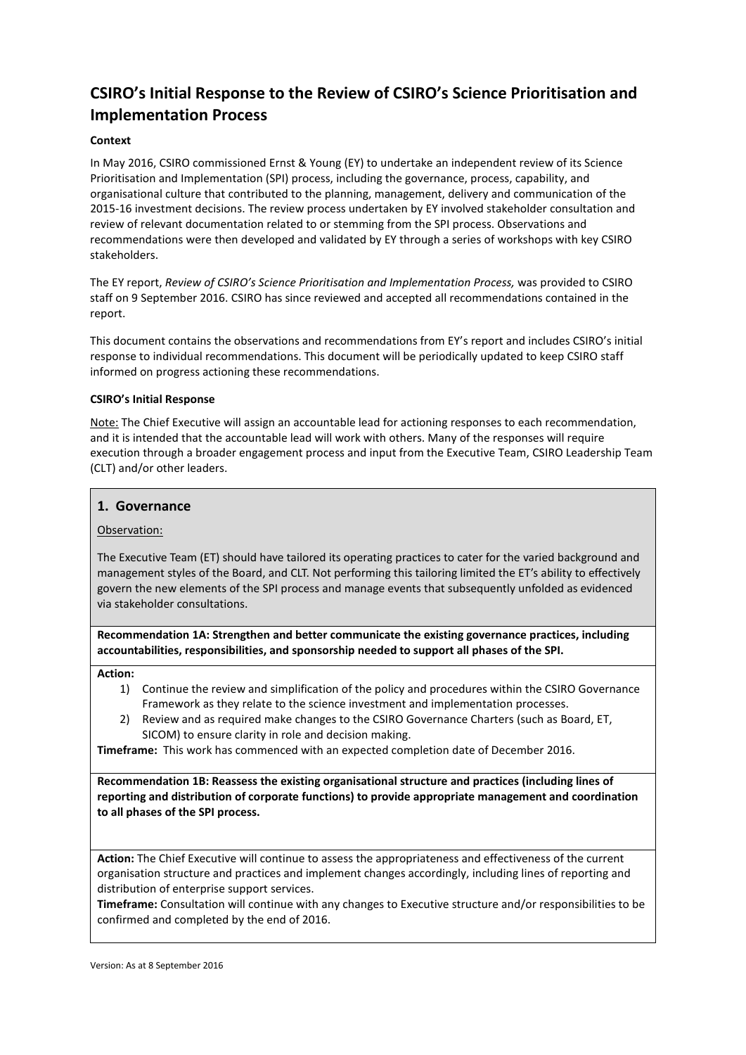# CSIRO's Initial Response to the Review of CSIRO's Science Prioritisation and Implementation Process

**Context**

In May 2016, CSIRO commissioned Ernst & Young (EY) to undertake an independent review of its Science Prioritisation and Implementation (SPI) process, including the governance, process, capability, and organisational culture that contributed to the planning, management, delivery and communication of the 2015-16 investment decisions. The review process undertaken by EY involved stakeholder consultation and review of relevant documentation related to or stemming from the SPI process. Observations and recommendations were then developed and validated by EY through a series of workshops with key CSIRO stakeholders.

The EY report, *Review of CSIRO's Science Prioritisation and Implementation Process,* was provided to CSIRO staff on 9 September 2016. CSIRO has since reviewed and accepted all recommendations contained in the report.

This document contains the observations and recommendations from EY's report and includes CSIRO's initial response to individual recommendations. This document will be periodically updated to keep CSIRO staff informed on progress actioning these recommendations.

**CSIRO's Initial Response**

Note: The Chief Executive will assign an accountable lead for actioning responses to each recommendation, and it is intended that the accountable lead will work with others. Many of the responses will require execution through a broader engagement process and input from the Executive Team, CSIRO Leadership Team (CLT) and/or other leaders.

## 1. Governance

Observation:

The Executive Team (ET) should have tailored its operating practices to cater for the varied background and management styles of the Board, and CLT. Not performing this tailoring limited the ET's ability to effectively govern the new elements of the SPI process and manage events that subsequently unfolded as evidenced via stakeholder consultations.

**Recommendation 1A: Strengthen and better communicate the existing governance practices, including accountabilities, responsibilities, and sponsorship needed to support all phases of the SPI.**

**Action:**

1) Continue the review and simplification of the policy and procedures within the CSIRO Governance Framework as they relate to the science investment and implementation processes.
2) Review and as required make changes to the CSIRO Governance Charters (such as Board, ET, SICOM) to ensure clarity in role and decision making.

**Timeframe:** This work has commenced with an expected completion date of December 2016.

**Recommendation 1B: Reassess the existing organisational structure and practices (including lines of reporting and distribution of corporate functions) to provide appropriate management and coordination to all phases of the SPI process.**

**Action:** The Chief Executive will continue to assess the appropriateness and effectiveness of the current organisation structure and practices and implement changes accordingly, including lines of reporting and distribution of enterprise support services.

**Timeframe:** Consultation will continue with any changes to Executive structure and/or responsibilities to be confirmed and completed by the end of 2016.

Version: As at 8 September 2016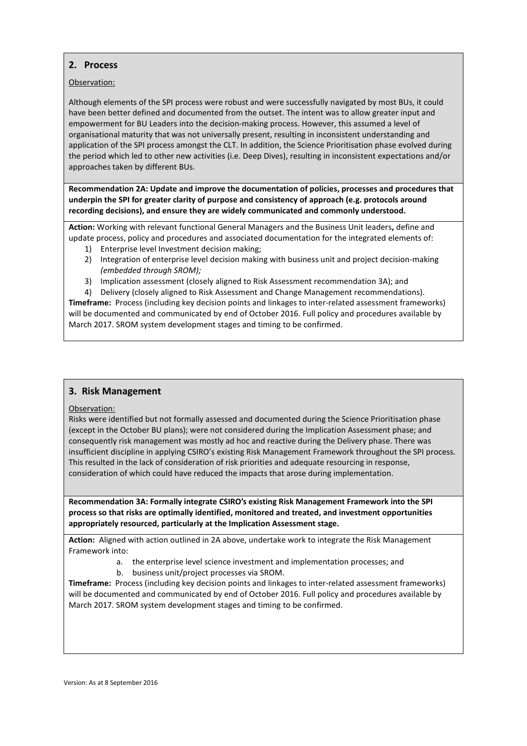## 2. Process

Observation:

Although elements of the SPI process were robust and were successfully navigated by most BUs, it could have been better defined and documented from the outset. The intent was to allow greater input and empowerment for BU Leaders into the decision-making process. However, this assumed a level of organisational maturity that was not universally present, resulting in inconsistent understanding and application of the SPI process amongst the CLT. In addition, the Science Prioritisation phase evolved during the period which led to other new activities (i.e. Deep Dives), resulting in inconsistent expectations and/or approaches taken by different BUs.

**Recommendation 2A: Update and improve the documentation of policies, processes and procedures that underpin the SPI for greater clarity of purpose and consistency of approach (e.g. protocols around recording decisions), and ensure they are widely communicated and commonly understood.**

**Action:** Working with relevant functional General Managers and the Business Unit leaders**,** define and update process, policy and procedures and associated documentation for the integrated elements of:

1) Enterprise level Investment decision making;
2) Integration of enterprise level decision making with business unit and project decision-making *(embedded through SROM);*
3) Implication assessment (closely aligned to Risk Assessment recommendation 3A); and
4) Delivery (closely aligned to Risk Assessment and Change Management recommendations).

**Timeframe:** Process (including key decision points and linkages to inter-related assessment frameworks) will be documented and communicated by end of October 2016. Full policy and procedures available by March 2017. SROM system development stages and timing to be confirmed.

## 3. Risk Management

Observation:

Risks were identified but not formally assessed and documented during the Science Prioritisation phase (except in the October BU plans); were not considered during the Implication Assessment phase; and consequently risk management was mostly ad hoc and reactive during the Delivery phase. There was insufficient discipline in applying CSIRO's existing Risk Management Framework throughout the SPI process. This resulted in the lack of consideration of risk priorities and adequate resourcing in response, consideration of which could have reduced the impacts that arose during implementation.

**Recommendation 3A: Formally integrate CSIRO's existing Risk Management Framework into the SPI process so that risks are optimally identified, monitored and treated, and investment opportunities appropriately resourced, particularly at the Implication Assessment stage.**

**Action:** Aligned with action outlined in 2A above, undertake work to integrate the Risk Management Framework into:

a. the enterprise level science investment and implementation processes; and
b. business unit/project processes via SROM.

**Timeframe:** Process (including key decision points and linkages to inter-related assessment frameworks) will be documented and communicated by end of October 2016. Full policy and procedures available by March 2017. SROM system development stages and timing to be confirmed.

Version: As at 8 September 2016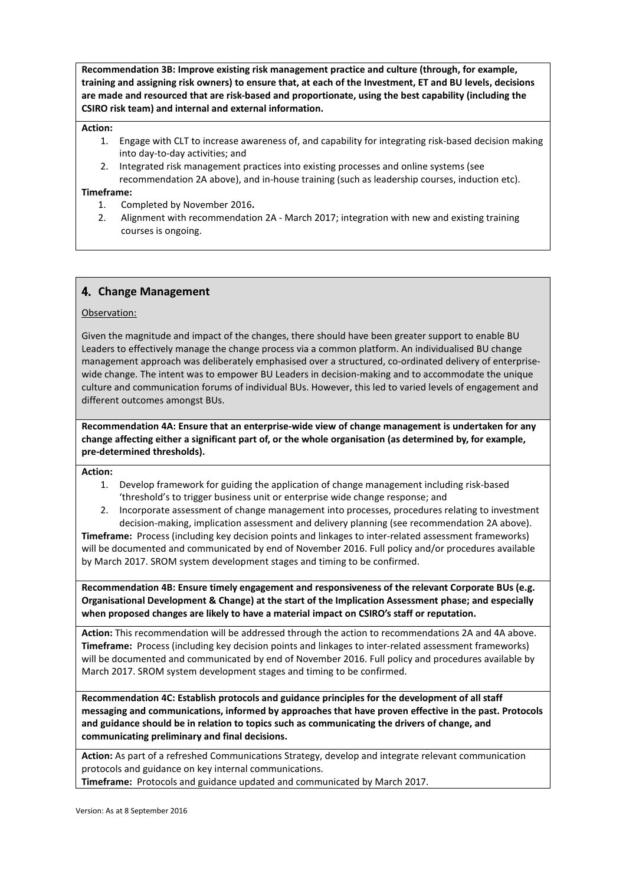**Recommendation 3B: Improve existing risk management practice and culture (through, for example, training and assigning risk owners) to ensure that, at each of the Investment, ET and BU levels, decisions are made and resourced that are risk-based and proportionate, using the best capability (including the CSIRO risk team) and internal and external information.**

**Action:**

1. Engage with CLT to increase awareness of, and capability for integrating risk-based decision making into day-to-day activities; and
2. Integrated risk management practices into existing processes and online systems (see recommendation 2A above), and in-house training (such as leadership courses, induction etc).

**Timeframe:**

1. Completed by November 2016**.**
2. Alignment with recommendation 2A - March 2017; integration with new and existing training courses is ongoing.

## 4. Change Management

Observation:

Given the magnitude and impact of the changes, there should have been greater support to enable BU Leaders to effectively manage the change process via a common platform. An individualised BU change management approach was deliberately emphasised over a structured, co-ordinated delivery of enterprise-wide change. The intent was to empower BU Leaders in decision-making and to accommodate the unique culture and communication forums of individual BUs. However, this led to varied levels of engagement and different outcomes amongst BUs.

**Recommendation 4A: Ensure that an enterprise-wide view of change management is undertaken for any change affecting either a significant part of, or the whole organisation (as determined by, for example, pre-determined thresholds).**

**Action:**

1. Develop framework for guiding the application of change management including risk-based 'threshold's to trigger business unit or enterprise wide change response; and
2. Incorporate assessment of change management into processes, procedures relating to investment decision-making, implication assessment and delivery planning (see recommendation 2A above).

**Timeframe:** Process (including key decision points and linkages to inter-related assessment frameworks) will be documented and communicated by end of November 2016. Full policy and/or procedures available by March 2017. SROM system development stages and timing to be confirmed.

**Recommendation 4B: Ensure timely engagement and responsiveness of the relevant Corporate BUs (e.g. Organisational Development & Change) at the start of the Implication Assessment phase; and especially when proposed changes are likely to have a material impact on CSIRO's staff or reputation.**

**Action:** This recommendation will be addressed through the action to recommendations 2A and 4A above.
**Timeframe:** Process (including key decision points and linkages to inter-related assessment frameworks) will be documented and communicated by end of November 2016. Full policy and procedures available by March 2017. SROM system development stages and timing to be confirmed.

**Recommendation 4C: Establish protocols and guidance principles for the development of all staff messaging and communications, informed by approaches that have proven effective in the past. Protocols and guidance should be in relation to topics such as communicating the drivers of change, and communicating preliminary and final decisions.**

**Action:** As part of a refreshed Communications Strategy, develop and integrate relevant communication protocols and guidance on key internal communications.
**Timeframe:** Protocols and guidance updated and communicated by March 2017.

Version: As at 8 September 2016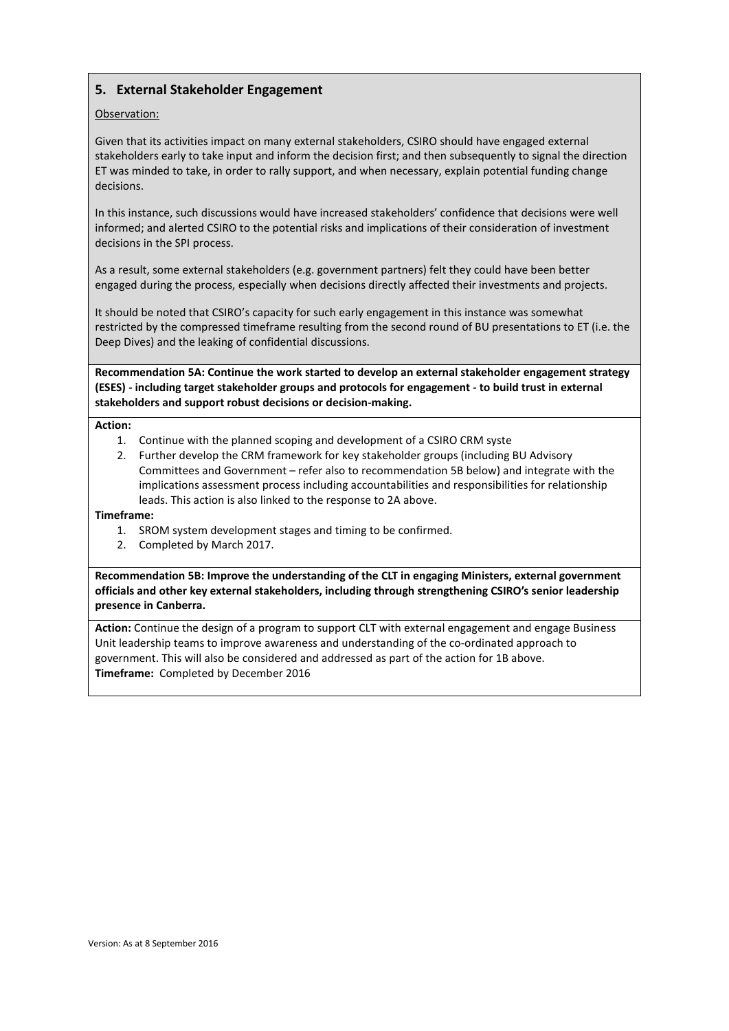## 5. External Stakeholder Engagement

Observation:

Given that its activities impact on many external stakeholders, CSIRO should have engaged external stakeholders early to take input and inform the decision first; and then subsequently to signal the direction ET was minded to take, in order to rally support, and when necessary, explain potential funding change decisions.

In this instance, such discussions would have increased stakeholders' confidence that decisions were well informed; and alerted CSIRO to the potential risks and implications of their consideration of investment decisions in the SPI process.

As a result, some external stakeholders (e.g. government partners) felt they could have been better engaged during the process, especially when decisions directly affected their investments and projects.

It should be noted that CSIRO's capacity for such early engagement in this instance was somewhat restricted by the compressed timeframe resulting from the second round of BU presentations to ET (i.e. the Deep Dives) and the leaking of confidential discussions.

**Recommendation 5A: Continue the work started to develop an external stakeholder engagement strategy (ESES) - including target stakeholder groups and protocols for engagement - to build trust in external stakeholders and support robust decisions or decision-making.**

**Action:**

1. Continue with the planned scoping and development of a CSIRO CRM syste
2. Further develop the CRM framework for key stakeholder groups (including BU Advisory Committees and Government – refer also to recommendation 5B below) and integrate with the implications assessment process including accountabilities and responsibilities for relationship leads. This action is also linked to the response to 2A above.

**Timeframe:**

1. SROM system development stages and timing to be confirmed.
2. Completed by March 2017.

**Recommendation 5B: Improve the understanding of the CLT in engaging Ministers, external government officials and other key external stakeholders, including through strengthening CSIRO's senior leadership presence in Canberra.**

**Action:** Continue the design of a program to support CLT with external engagement and engage Business Unit leadership teams to improve awareness and understanding of the co-ordinated approach to government. This will also be considered and addressed as part of the action for 1B above.
**Timeframe:** Completed by December 2016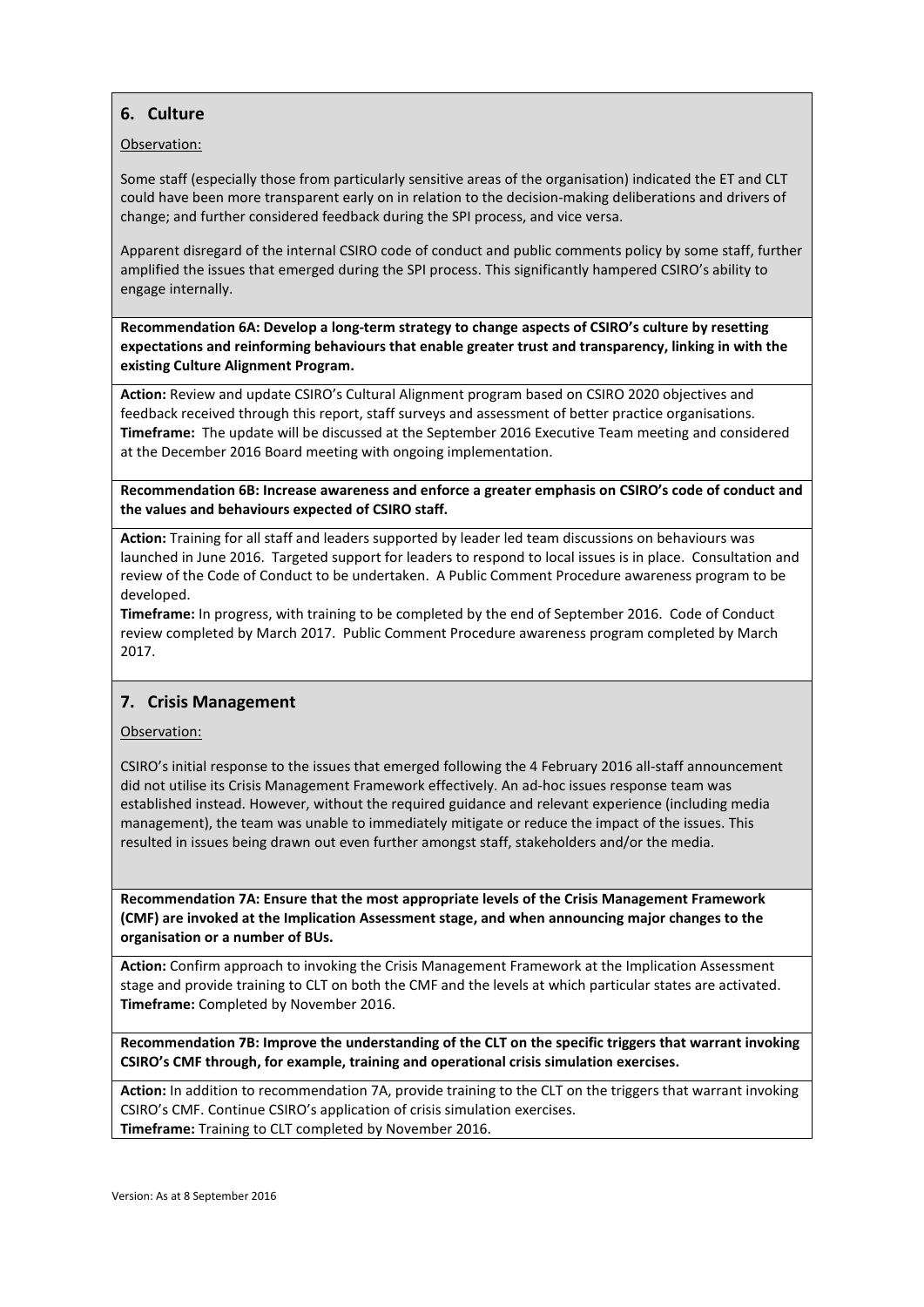## 6. Culture

Observation:

Some staff (especially those from particularly sensitive areas of the organisation) indicated the ET and CLT could have been more transparent early on in relation to the decision-making deliberations and drivers of change; and further considered feedback during the SPI process, and vice versa.

Apparent disregard of the internal CSIRO code of conduct and public comments policy by some staff, further amplified the issues that emerged during the SPI process. This significantly hampered CSIRO's ability to engage internally.

**Recommendation 6A: Develop a long-term strategy to change aspects of CSIRO's culture by resetting expectations and reinforming behaviours that enable greater trust and transparency, linking in with the existing Culture Alignment Program.**

**Action:** Review and update CSIRO's Cultural Alignment program based on CSIRO 2020 objectives and feedback received through this report, staff surveys and assessment of better practice organisations.
**Timeframe:** The update will be discussed at the September 2016 Executive Team meeting and considered at the December 2016 Board meeting with ongoing implementation.

**Recommendation 6B: Increase awareness and enforce a greater emphasis on CSIRO's code of conduct and the values and behaviours expected of CSIRO staff.**

**Action:** Training for all staff and leaders supported by leader led team discussions on behaviours was launched in June 2016. Targeted support for leaders to respond to local issues is in place. Consultation and review of the Code of Conduct to be undertaken. A Public Comment Procedure awareness program to be developed.
**Timeframe:** In progress, with training to be completed by the end of September 2016. Code of Conduct review completed by March 2017. Public Comment Procedure awareness program completed by March 2017.

## 7. Crisis Management

Observation:

CSIRO's initial response to the issues that emerged following the 4 February 2016 all-staff announcement did not utilise its Crisis Management Framework effectively. An ad-hoc issues response team was established instead. However, without the required guidance and relevant experience (including media management), the team was unable to immediately mitigate or reduce the impact of the issues. This resulted in issues being drawn out even further amongst staff, stakeholders and/or the media.

**Recommendation 7A: Ensure that the most appropriate levels of the Crisis Management Framework (CMF) are invoked at the Implication Assessment stage, and when announcing major changes to the organisation or a number of BUs.**

**Action:** Confirm approach to invoking the Crisis Management Framework at the Implication Assessment stage and provide training to CLT on both the CMF and the levels at which particular states are activated.
**Timeframe:** Completed by November 2016.

**Recommendation 7B: Improve the understanding of the CLT on the specific triggers that warrant invoking CSIRO's CMF through, for example, training and operational crisis simulation exercises.**

**Action:** In addition to recommendation 7A, provide training to the CLT on the triggers that warrant invoking CSIRO's CMF. Continue CSIRO's application of crisis simulation exercises.
**Timeframe:** Training to CLT completed by November 2016.

Version: As at 8 September 2016